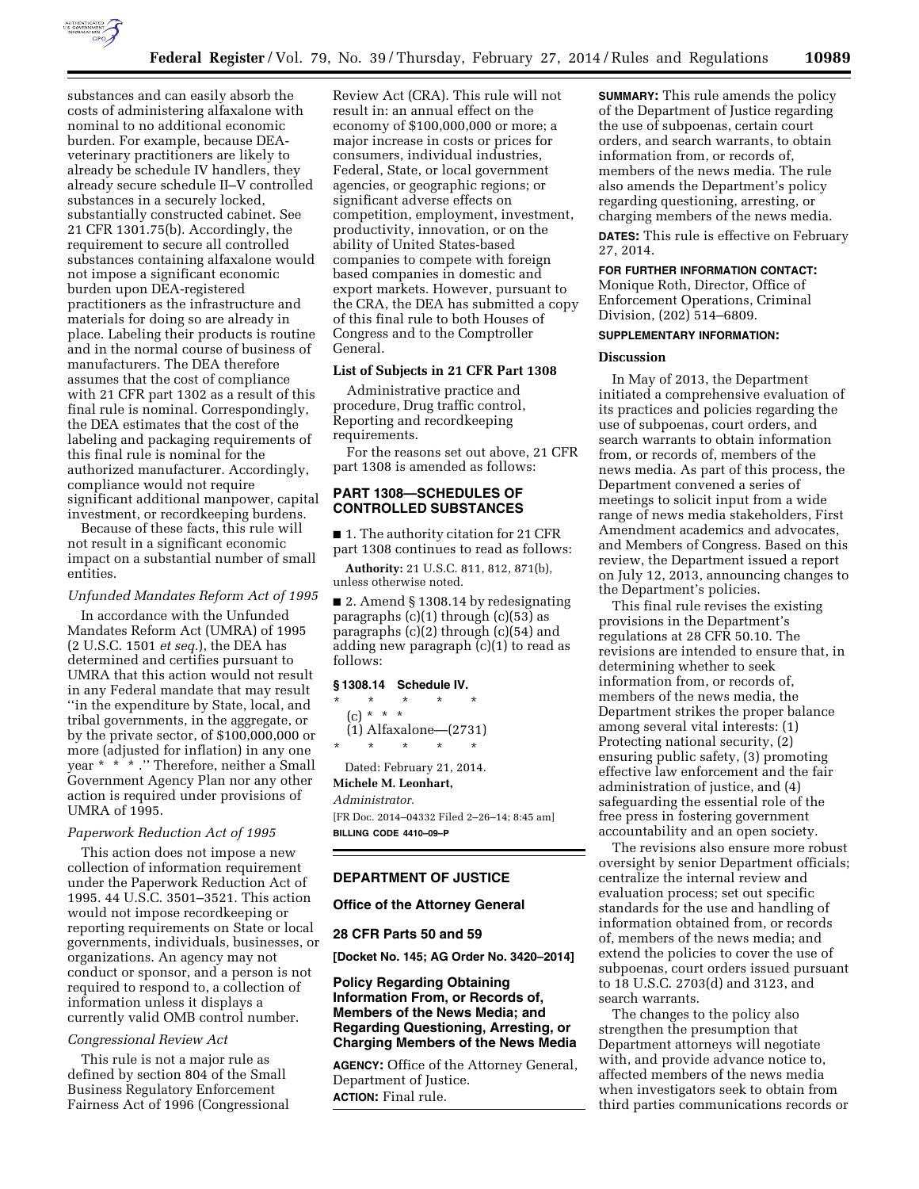substances and can easily absorb the costs of administering alfaxalone with nominal to no additional economic burden. For example, because DEA-veterinary practitioners are likely to already be schedule IV handlers, they already secure schedule II–V controlled substances in a securely locked, substantially constructed cabinet. See 21 CFR 1301.75(b). Accordingly, the requirement to secure all controlled substances containing alfaxalone would not impose a significant economic burden upon DEA-registered practitioners as the infrastructure and materials for doing so are already in place. Labeling their products is routine and in the normal course of business of manufacturers. The DEA therefore assumes that the cost of compliance with 21 CFR part 1302 as a result of this final rule is nominal. Correspondingly, the DEA estimates that the cost of the labeling and packaging requirements of this final rule is nominal for the authorized manufacturer. Accordingly, compliance would not require significant additional manpower, capital investment, or recordkeeping burdens.

Because of these facts, this rule will not result in a significant economic impact on a substantial number of small entities.

*Unfunded Mandates Reform Act of 1995*

In accordance with the Unfunded Mandates Reform Act (UMRA) of 1995 (2 U.S.C. 1501 *et seq.*), the DEA has determined and certifies pursuant to UMRA that this action would not result in any Federal mandate that may result ''in the expenditure by State, local, and tribal governments, in the aggregate, or by the private sector, of $100,000,000 or more (adjusted for inflation) in any one year * * * .'' Therefore, neither a Small Government Agency Plan nor any other action is required under provisions of UMRA of 1995.

*Paperwork Reduction Act of 1995*

This action does not impose a new collection of information requirement under the Paperwork Reduction Act of 1995. 44 U.S.C. 3501–3521. This action would not impose recordkeeping or reporting requirements on State or local governments, individuals, businesses, or organizations. An agency may not conduct or sponsor, and a person is not required to respond to, a collection of information unless it displays a currently valid OMB control number.

*Congressional Review Act*

This rule is not a major rule as defined by section 804 of the Small Business Regulatory Enforcement Fairness Act of 1996 (Congressional Review Act (CRA). This rule will not result in: an annual effect on the economy of $100,000,000 or more; a major increase in costs or prices for consumers, individual industries, Federal, State, or local government agencies, or geographic regions; or significant adverse effects on competition, employment, investment, productivity, innovation, or on the ability of United States-based companies to compete with foreign based companies in domestic and export markets. However, pursuant to the CRA, the DEA has submitted a copy of this final rule to both Houses of Congress and to the Comptroller General.

**List of Subjects in 21 CFR Part 1308**

Administrative practice and procedure, Drug traffic control, Reporting and recordkeeping requirements.

For the reasons set out above, 21 CFR part 1308 is amended as follows:

## PART 1308—SCHEDULES OF CONTROLLED SUBSTANCES

■ 1. The authority citation for 21 CFR part 1308 continues to read as follows:

**Authority:** 21 U.S.C. 811, 812, 871(b), unless otherwise noted.

■ 2. Amend § 1308.14 by redesignating paragraphs (c)(1) through (c)(53) as paragraphs (c)(2) through (c)(54) and adding new paragraph (c)(1) to read as follows:

**§ 1308.14 Schedule IV.**

\* \* \* \* \*

(c) * * *

(1) Alfaxalone—(2731)

\* \* \* \* \*

Dated: February 21, 2014.

**Michele M. Leonhart,**

*Administrator.*

[FR Doc. 2014–04332 Filed 2–26–14; 8:45 am]

**BILLING CODE 4410–09–P**

---

## DEPARTMENT OF JUSTICE

### Office of the Attorney General

### 28 CFR Parts 50 and 59

**[Docket No. 145; AG Order No. 3420–2014]**

### Policy Regarding Obtaining Information From, or Records of, Members of the News Media; and Regarding Questioning, Arresting, or Charging Members of the News Media

**AGENCY:** Office of the Attorney General, Department of Justice.

**ACTION:** Final rule.

**SUMMARY:** This rule amends the policy of the Department of Justice regarding the use of subpoenas, certain court orders, and search warrants, to obtain information from, or records of, members of the news media. The rule also amends the Department's policy regarding questioning, arresting, or charging members of the news media.

**DATES:** This rule is effective on February 27, 2014.

**FOR FURTHER INFORMATION CONTACT:** Monique Roth, Director, Office of Enforcement Operations, Criminal Division, (202) 514–6809.

**SUPPLEMENTARY INFORMATION:**

**Discussion**

In May of 2013, the Department initiated a comprehensive evaluation of its practices and policies regarding the use of subpoenas, court orders, and search warrants to obtain information from, or records of, members of the news media. As part of this process, the Department convened a series of meetings to solicit input from a wide range of news media stakeholders, First Amendment academics and advocates, and Members of Congress. Based on this review, the Department issued a report on July 12, 2013, announcing changes to the Department's policies.

This final rule revises the existing provisions in the Department's regulations at 28 CFR 50.10. The revisions are intended to ensure that, in determining whether to seek information from, or records of, members of the news media, the Department strikes the proper balance among several vital interests: (1) Protecting national security, (2) ensuring public safety, (3) promoting effective law enforcement and the fair administration of justice, and (4) safeguarding the essential role of the free press in fostering government accountability and an open society.

The revisions also ensure more robust oversight by senior Department officials; centralize the internal review and evaluation process; set out specific standards for the use and handling of information obtained from, or records of, members of the news media; and extend the policies to cover the use of subpoenas, court orders issued pursuant to 18 U.S.C. 2703(d) and 3123, and search warrants.

The changes to the policy also strengthen the presumption that Department attorneys will negotiate with, and provide advance notice to, affected members of the news media when investigators seek to obtain from third parties communications records or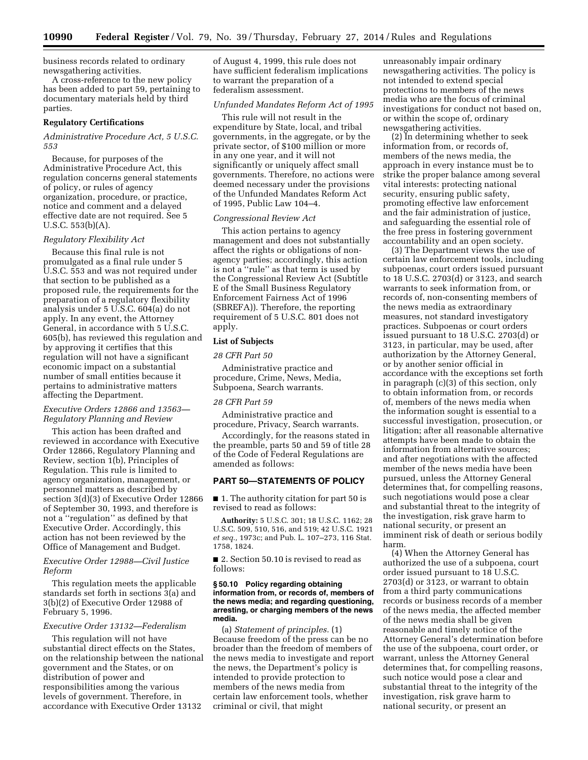business records related to ordinary newsgathering activities.

A cross-reference to the new policy has been added to part 59, pertaining to documentary materials held by third parties.

**Regulatory Certifications**

*Administrative Procedure Act, 5 U.S.C. 553*

Because, for purposes of the Administrative Procedure Act, this regulation concerns general statements of policy, or rules of agency organization, procedure, or practice, notice and comment and a delayed effective date are not required. See 5 U.S.C. 553(b)(A).

*Regulatory Flexibility Act*

Because this final rule is not promulgated as a final rule under 5 U.S.C. 553 and was not required under that section to be published as a proposed rule, the requirements for the preparation of a regulatory flexibility analysis under 5 U.S.C. 604(a) do not apply. In any event, the Attorney General, in accordance with 5 U.S.C. 605(b), has reviewed this regulation and by approving it certifies that this regulation will not have a significant economic impact on a substantial number of small entities because it pertains to administrative matters affecting the Department.

*Executive Orders 12866 and 13563—Regulatory Planning and Review*

This action has been drafted and reviewed in accordance with Executive Order 12866, Regulatory Planning and Review, section 1(b), Principles of Regulation. This rule is limited to agency organization, management, or personnel matters as described by section 3(d)(3) of Executive Order 12866 of September 30, 1993, and therefore is not a ''regulation'' as defined by that Executive Order. Accordingly, this action has not been reviewed by the Office of Management and Budget.

*Executive Order 12988—Civil Justice Reform*

This regulation meets the applicable standards set forth in sections 3(a) and 3(b)(2) of Executive Order 12988 of February 5, 1996.

*Executive Order 13132—Federalism*

This regulation will not have substantial direct effects on the States, on the relationship between the national government and the States, or on distribution of power and responsibilities among the various levels of government. Therefore, in accordance with Executive Order 13132 of August 4, 1999, this rule does not have sufficient federalism implications to warrant the preparation of a federalism assessment.

*Unfunded Mandates Reform Act of 1995*

This rule will not result in the expenditure by State, local, and tribal governments, in the aggregate, or by the private sector, of $100 million or more in any one year, and it will not significantly or uniquely affect small governments. Therefore, no actions were deemed necessary under the provisions of the Unfunded Mandates Reform Act of 1995, Public Law 104–4.

*Congressional Review Act*

This action pertains to agency management and does not substantially affect the rights or obligations of non-agency parties; accordingly, this action is not a ''rule'' as that term is used by the Congressional Review Act (Subtitle E of the Small Business Regulatory Enforcement Fairness Act of 1996 (SBREFA)). Therefore, the reporting requirement of 5 U.S.C. 801 does not apply.

**List of Subjects**

*28 CFR Part 50*

Administrative practice and procedure, Crime, News, Media, Subpoena, Search warrants.

*28 CFR Part 59*

Administrative practice and procedure, Privacy, Search warrants.

Accordingly, for the reasons stated in the preamble, parts 50 and 59 of title 28 of the Code of Federal Regulations are amended as follows:

## PART 50—STATEMENTS OF POLICY

■ 1. The authority citation for part 50 is revised to read as follows:

**Authority:** 5 U.S.C. 301; 18 U.S.C. 1162; 28 U.S.C. 509, 510, 516, and 519; 42 U.S.C. 1921 *et seq.,* 1973c; and Pub. L. 107–273, 116 Stat. 1758, 1824.

■ 2. Section 50.10 is revised to read as follows:

**§ 50.10 Policy regarding obtaining information from, or records of, members of the news media; and regarding questioning, arresting, or charging members of the news media.**

(a) *Statement of principles.* (1) Because freedom of the press can be no broader than the freedom of members of the news media to investigate and report the news, the Department's policy is intended to provide protection to members of the news media from certain law enforcement tools, whether criminal or civil, that might unreasonably impair ordinary newsgathering activities. The policy is not intended to extend special protections to members of the news media who are the focus of criminal investigations for conduct not based on, or within the scope of, ordinary newsgathering activities.

(2) In determining whether to seek information from, or records of, members of the news media, the approach in every instance must be to strike the proper balance among several vital interests: protecting national security, ensuring public safety, promoting effective law enforcement and the fair administration of justice, and safeguarding the essential role of the free press in fostering government accountability and an open society.

(3) The Department views the use of certain law enforcement tools, including subpoenas, court orders issued pursuant to 18 U.S.C. 2703(d) or 3123, and search warrants to seek information from, or records of, non-consenting members of the news media as extraordinary measures, not standard investigatory practices. Subpoenas or court orders issued pursuant to 18 U.S.C. 2703(d) or 3123, in particular, may be used, after authorization by the Attorney General, or by another senior official in accordance with the exceptions set forth in paragraph (c)(3) of this section, only to obtain information from, or records of, members of the news media when the information sought is essential to a successful investigation, prosecution, or litigation; after all reasonable alternative attempts have been made to obtain the information from alternative sources; and after negotiations with the affected member of the news media have been pursued, unless the Attorney General determines that, for compelling reasons, such negotiations would pose a clear and substantial threat to the integrity of the investigation, risk grave harm to national security, or present an imminent risk of death or serious bodily harm.

(4) When the Attorney General has authorized the use of a subpoena, court order issued pursuant to 18 U.S.C. 2703(d) or 3123, or warrant to obtain from a third party communications records or business records of a member of the news media, the affected member of the news media shall be given reasonable and timely notice of the Attorney General's determination before the use of the subpoena, court order, or warrant, unless the Attorney General determines that, for compelling reasons, such notice would pose a clear and substantial threat to the integrity of the investigation, risk grave harm to national security, or present an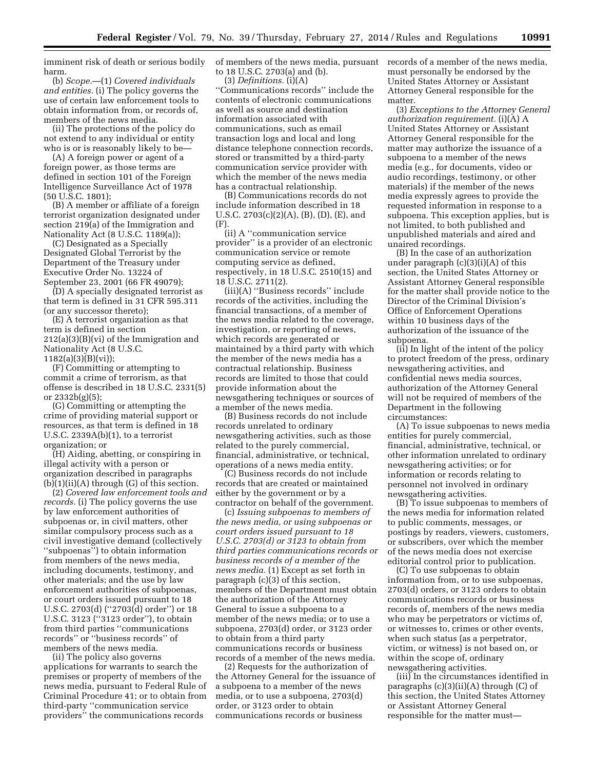imminent risk of death or serious bodily harm.

(b) *Scope.*—(1) *Covered individuals and entities.* (i) The policy governs the use of certain law enforcement tools to obtain information from, or records of, members of the news media.

(ii) The protections of the policy do not extend to any individual or entity who is or is reasonably likely to be—

(A) A foreign power or agent of a foreign power, as those terms are defined in section 101 of the Foreign Intelligence Surveillance Act of 1978 (50 U.S.C. 1801);

(B) A member or affiliate of a foreign terrorist organization designated under section 219(a) of the Immigration and Nationality Act (8 U.S.C. 1189(a));

(C) Designated as a Specially Designated Global Terrorist by the Department of the Treasury under Executive Order No. 13224 of September 23, 2001 (66 FR 49079);

(D) A specially designated terrorist as that term is defined in 31 CFR 595.311 (or any successor thereto);

(E) A terrorist organization as that term is defined in section 212(a)(3)(B)(vi) of the Immigration and Nationality Act (8 U.S.C. 1182(a)(3)(B)(vi));

(F) Committing or attempting to commit a crime of terrorism, as that offense is described in 18 U.S.C. 2331(5) or 2332b(g)(5);

(G) Committing or attempting the crime of providing material support or resources, as that term is defined in 18 U.S.C. 2339A(b)(1), to a terrorist organization; or

(H) Aiding, abetting, or conspiring in illegal activity with a person or organization described in paragraphs (b)(1)(ii)(A) through (G) of this section.

(2) *Covered law enforcement tools and records.* (i) The policy governs the use by law enforcement authorities of subpoenas or, in civil matters, other similar compulsory process such as a civil investigative demand (collectively ''subpoenas'') to obtain information from members of the news media, including documents, testimony, and other materials; and the use by law enforcement authorities of subpoenas, or court orders issued pursuant to 18 U.S.C. 2703(d) (''2703(d) order'') or 18 U.S.C. 3123 (''3123 order''), to obtain from third parties ''communications records'' or ''business records'' of members of the news media.

(ii) The policy also governs applications for warrants to search the premises or property of members of the news media, pursuant to Federal Rule of Criminal Procedure 41; or to obtain from third-party ''communication service providers'' the communications records of members of the news media, pursuant to 18 U.S.C. 2703(a) and (b).

(3) *Definitions.* (i)(A) ''Communications records'' include the contents of electronic communications as well as source and destination information associated with communications, such as email transaction logs and local and long distance telephone connection records, stored or transmitted by a third-party communication service provider with which the member of the news media has a contractual relationship.

(B) Communications records do not include information described in 18 U.S.C. 2703(c)(2)(A), (B), (D), (E), and (F).

(ii) A ''communication service provider'' is a provider of an electronic communication service or remote computing service as defined, respectively, in 18 U.S.C. 2510(15) and 18 U.S.C. 2711(2).

(iii)(A) ''Business records'' include records of the activities, including the financial transactions, of a member of the news media related to the coverage, investigation, or reporting of news, which records are generated or maintained by a third party with which the member of the news media has a contractual relationship. Business records are limited to those that could provide information about the newsgathering techniques or sources of a member of the news media.

(B) Business records do not include records unrelated to ordinary newsgathering activities, such as those related to the purely commercial, financial, administrative, or technical, operations of a news media entity.

(C) Business records do not include records that are created or maintained either by the government or by a contractor on behalf of the government.

(c) *Issuing subpoenas to members of the news media, or using subpoenas or court orders issued pursuant to 18 U.S.C. 2703(d) or 3123 to obtain from third parties communications records or business records of a member of the news media.* (1) Except as set forth in paragraph (c)(3) of this section, members of the Department must obtain the authorization of the Attorney General to issue a subpoena to a member of the news media; or to use a subpoena, 2703(d) order, or 3123 order to obtain from a third party communications records or business records of a member of the news media.

(2) Requests for the authorization of the Attorney General for the issuance of a subpoena to a member of the news media, or to use a subpoena, 2703(d) order, or 3123 order to obtain communications records or business records of a member of the news media, must personally be endorsed by the United States Attorney or Assistant Attorney General responsible for the matter.

(3) *Exceptions to the Attorney General authorization requirement.* (i)(A) A United States Attorney or Assistant Attorney General responsible for the matter may authorize the issuance of a subpoena to a member of the news media (e.g., for documents, video or audio recordings, testimony, or other materials) if the member of the news media expressly agrees to provide the requested information in response to a subpoena. This exception applies, but is not limited, to both published and unpublished materials and aired and unaired recordings.

(B) In the case of an authorization under paragraph (c)(3)(i)(A) of this section, the United States Attorney or Assistant Attorney General responsible for the matter shall provide notice to the Director of the Criminal Division's Office of Enforcement Operations within 10 business days of the authorization of the issuance of the subpoena.

(ii) In light of the intent of the policy to protect freedom of the press, ordinary newsgathering activities, and confidential news media sources, authorization of the Attorney General will not be required of members of the Department in the following circumstances:

(A) To issue subpoenas to news media entities for purely commercial, financial, administrative, technical, or other information unrelated to ordinary newsgathering activities; or for information or records relating to personnel not involved in ordinary newsgathering activities.

(B) To issue subpoenas to members of the news media for information related to public comments, messages, or postings by readers, viewers, customers, or subscribers, over which the member of the news media does not exercise editorial control prior to publication.

(C) To use subpoenas to obtain information from, or to use subpoenas, 2703(d) orders, or 3123 orders to obtain communications records or business records of, members of the news media who may be perpetrators or victims of, or witnesses to, crimes or other events, when such status (as a perpetrator, victim, or witness) is not based on, or within the scope of, ordinary newsgathering activities.

(iii) In the circumstances identified in paragraphs (c)(3)(ii)(A) through (C) of this section, the United States Attorney or Assistant Attorney General responsible for the matter must—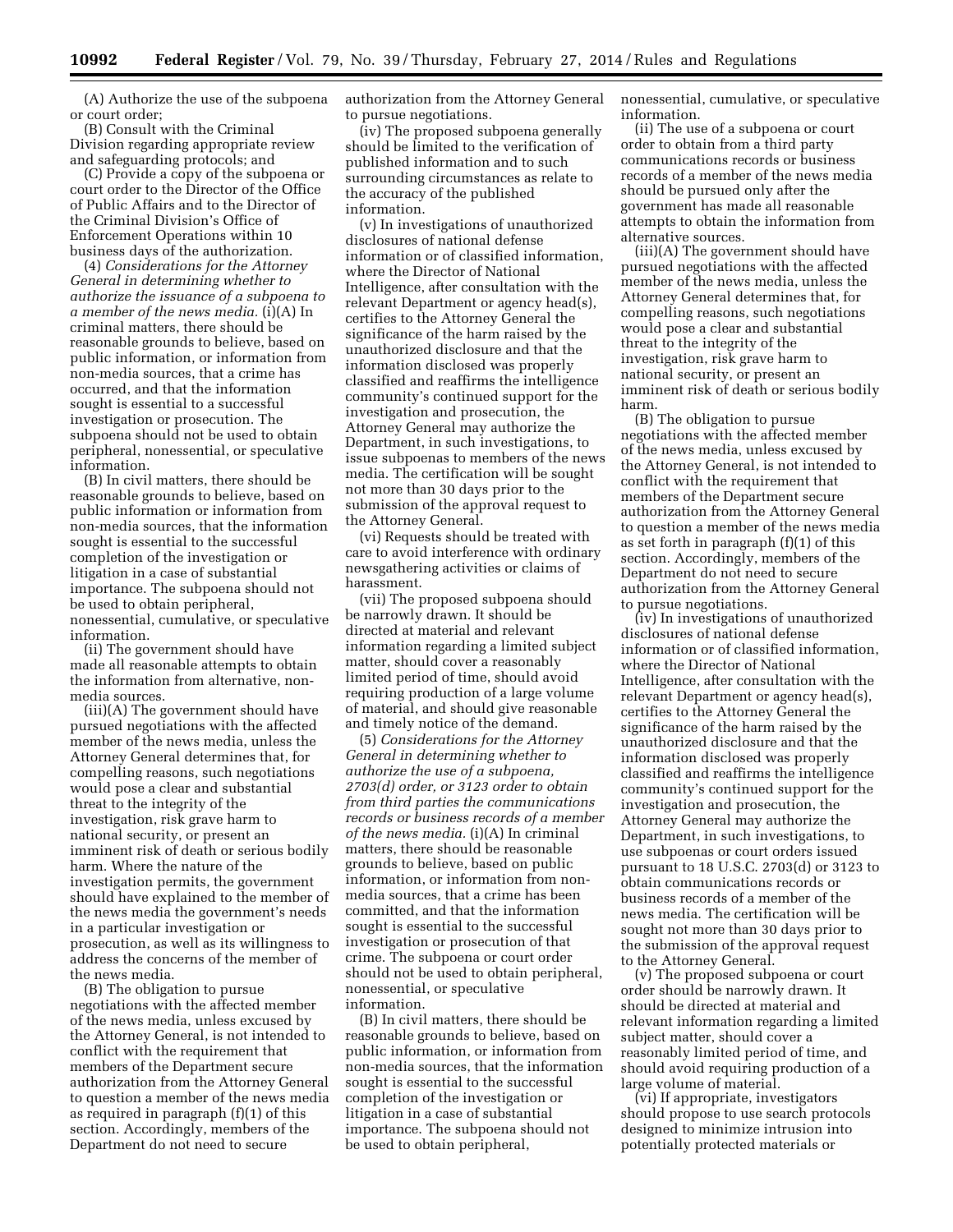(A) Authorize the use of the subpoena or court order;

(B) Consult with the Criminal Division regarding appropriate review and safeguarding protocols; and

(C) Provide a copy of the subpoena or court order to the Director of the Office of Public Affairs and to the Director of the Criminal Division's Office of Enforcement Operations within 10 business days of the authorization.

(4) *Considerations for the Attorney General in determining whether to authorize the issuance of a subpoena to a member of the news media.* (i)(A) In criminal matters, there should be reasonable grounds to believe, based on public information, or information from non-media sources, that a crime has occurred, and that the information sought is essential to a successful investigation or prosecution. The subpoena should not be used to obtain peripheral, nonessential, or speculative information.

(B) In civil matters, there should be reasonable grounds to believe, based on public information or information from non-media sources, that the information sought is essential to the successful completion of the investigation or litigation in a case of substantial importance. The subpoena should not be used to obtain peripheral, nonessential, cumulative, or speculative information.

(ii) The government should have made all reasonable attempts to obtain the information from alternative, non-media sources.

(iii)(A) The government should have pursued negotiations with the affected member of the news media, unless the Attorney General determines that, for compelling reasons, such negotiations would pose a clear and substantial threat to the integrity of the investigation, risk grave harm to national security, or present an imminent risk of death or serious bodily harm. Where the nature of the investigation permits, the government should have explained to the member of the news media the government's needs in a particular investigation or prosecution, as well as its willingness to address the concerns of the member of the news media.

(B) The obligation to pursue negotiations with the affected member of the news media, unless excused by the Attorney General, is not intended to conflict with the requirement that members of the Department secure authorization from the Attorney General to question a member of the news media as required in paragraph (f)(1) of this section. Accordingly, members of the Department do not need to secure authorization from the Attorney General to pursue negotiations.

(iv) The proposed subpoena generally should be limited to the verification of published information and to such surrounding circumstances as relate to the accuracy of the published information.

(v) In investigations of unauthorized disclosures of national defense information or of classified information, where the Director of National Intelligence, after consultation with the relevant Department or agency head(s), certifies to the Attorney General the significance of the harm raised by the unauthorized disclosure and that the information disclosed was properly classified and reaffirms the intelligence community's continued support for the investigation and prosecution, the Attorney General may authorize the Department, in such investigations, to issue subpoenas to members of the news media. The certification will be sought not more than 30 days prior to the submission of the approval request to the Attorney General.

(vi) Requests should be treated with care to avoid interference with ordinary newsgathering activities or claims of harassment.

(vii) The proposed subpoena should be narrowly drawn. It should be directed at material and relevant information regarding a limited subject matter, should cover a reasonably limited period of time, should avoid requiring production of a large volume of material, and should give reasonable and timely notice of the demand.

(5) *Considerations for the Attorney General in determining whether to authorize the use of a subpoena, 2703(d) order, or 3123 order to obtain from third parties the communications records or business records of a member of the news media.* (i)(A) In criminal matters, there should be reasonable grounds to believe, based on public information, or information from non-media sources, that a crime has been committed, and that the information sought is essential to the successful investigation or prosecution of that crime. The subpoena or court order should not be used to obtain peripheral, nonessential, or speculative information.

(B) In civil matters, there should be reasonable grounds to believe, based on public information, or information from non-media sources, that the information sought is essential to the successful completion of the investigation or litigation in a case of substantial importance. The subpoena should not be used to obtain peripheral, nonessential, cumulative, or speculative information.

(ii) The use of a subpoena or court order to obtain from a third party communications records or business records of a member of the news media should be pursued only after the government has made all reasonable attempts to obtain the information from alternative sources.

(iii)(A) The government should have pursued negotiations with the affected member of the news media, unless the Attorney General determines that, for compelling reasons, such negotiations would pose a clear and substantial threat to the integrity of the investigation, risk grave harm to national security, or present an imminent risk of death or serious bodily harm.

(B) The obligation to pursue negotiations with the affected member of the news media, unless excused by the Attorney General, is not intended to conflict with the requirement that members of the Department secure authorization from the Attorney General to question a member of the news media as set forth in paragraph (f)(1) of this section. Accordingly, members of the Department do not need to secure authorization from the Attorney General to pursue negotiations.

(iv) In investigations of unauthorized disclosures of national defense information or of classified information, where the Director of National Intelligence, after consultation with the relevant Department or agency head(s), certifies to the Attorney General the significance of the harm raised by the unauthorized disclosure and that the information disclosed was properly classified and reaffirms the intelligence community's continued support for the investigation and prosecution, the Attorney General may authorize the Department, in such investigations, to use subpoenas or court orders issued pursuant to 18 U.S.C. 2703(d) or 3123 to obtain communications records or business records of a member of the news media. The certification will be sought not more than 30 days prior to the submission of the approval request to the Attorney General.

(v) The proposed subpoena or court order should be narrowly drawn. It should be directed at material and relevant information regarding a limited subject matter, should cover a reasonably limited period of time, and should avoid requiring production of a large volume of material.

(vi) If appropriate, investigators should propose to use search protocols designed to minimize intrusion into potentially protected materials or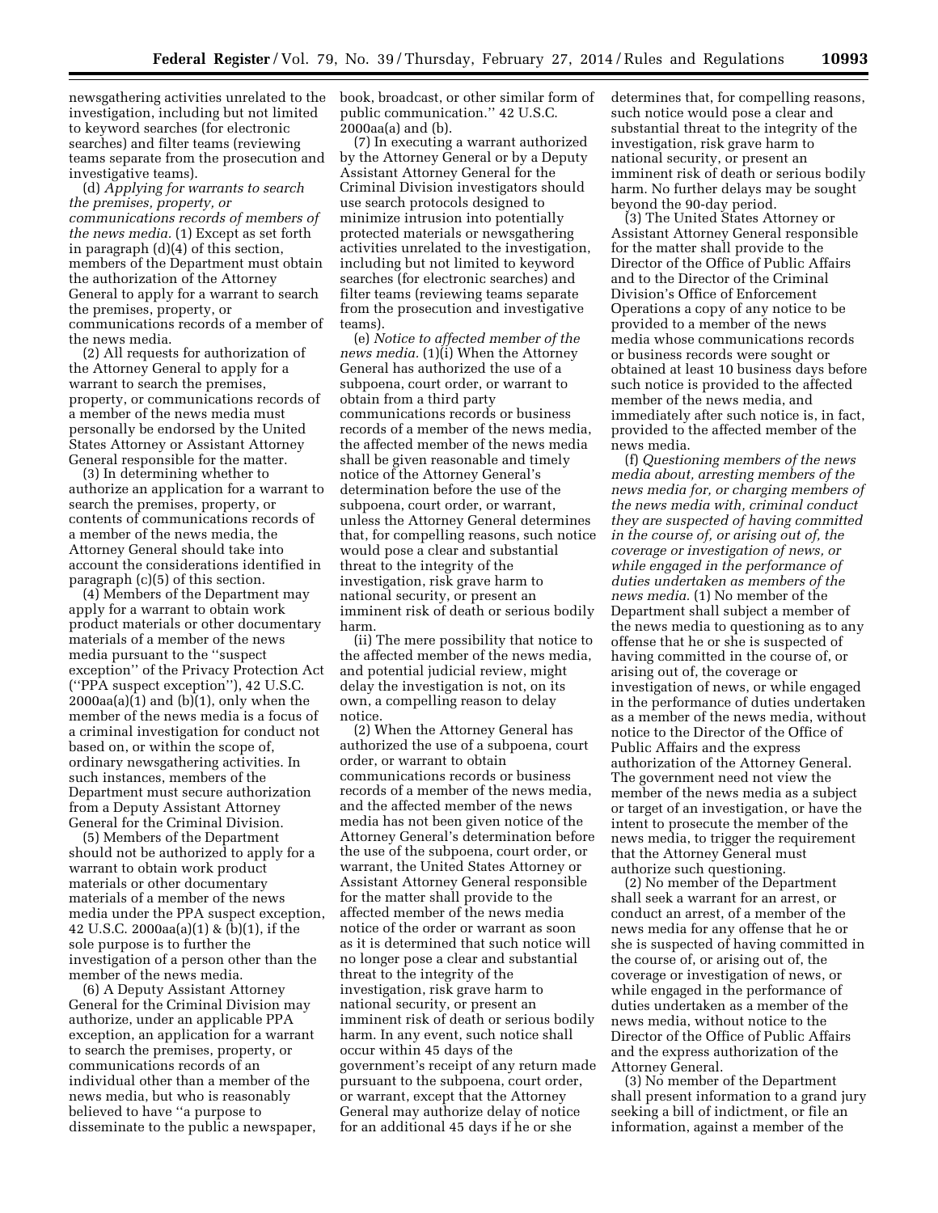newsgathering activities unrelated to the investigation, including but not limited to keyword searches (for electronic searches) and filter teams (reviewing teams separate from the prosecution and investigative teams).

(d) *Applying for warrants to search the premises, property, or communications records of members of the news media.* (1) Except as set forth in paragraph (d)(4) of this section, members of the Department must obtain the authorization of the Attorney General to apply for a warrant to search the premises, property, or communications records of a member of the news media.

(2) All requests for authorization of the Attorney General to apply for a warrant to search the premises, property, or communications records of a member of the news media must personally be endorsed by the United States Attorney or Assistant Attorney General responsible for the matter.

(3) In determining whether to authorize an application for a warrant to search the premises, property, or contents of communications records of a member of the news media, the Attorney General should take into account the considerations identified in paragraph (c)(5) of this section.

(4) Members of the Department may apply for a warrant to obtain work product materials or other documentary materials of a member of the news media pursuant to the ''suspect exception'' of the Privacy Protection Act (''PPA suspect exception''), 42 U.S.C. 2000aa(a)(1) and (b)(1), only when the member of the news media is a focus of a criminal investigation for conduct not based on, or within the scope of, ordinary newsgathering activities. In such instances, members of the Department must secure authorization from a Deputy Assistant Attorney General for the Criminal Division.

(5) Members of the Department should not be authorized to apply for a warrant to obtain work product materials or other documentary materials of a member of the news media under the PPA suspect exception, 42 U.S.C. 2000aa(a)(1) & (b)(1), if the sole purpose is to further the investigation of a person other than the member of the news media.

(6) A Deputy Assistant Attorney General for the Criminal Division may authorize, under an applicable PPA exception, an application for a warrant to search the premises, property, or communications records of an individual other than a member of the news media, but who is reasonably believed to have ''a purpose to disseminate to the public a newspaper, book, broadcast, or other similar form of public communication.'' 42 U.S.C. 2000aa(a) and (b).

(7) In executing a warrant authorized by the Attorney General or by a Deputy Assistant Attorney General for the Criminal Division investigators should use search protocols designed to minimize intrusion into potentially protected materials or newsgathering activities unrelated to the investigation, including but not limited to keyword searches (for electronic searches) and filter teams (reviewing teams separate from the prosecution and investigative teams).

(e) *Notice to affected member of the news media.* (1)(i) When the Attorney General has authorized the use of a subpoena, court order, or warrant to obtain from a third party communications records or business records of a member of the news media, the affected member of the news media shall be given reasonable and timely notice of the Attorney General's determination before the use of the subpoena, court order, or warrant, unless the Attorney General determines that, for compelling reasons, such notice would pose a clear and substantial threat to the integrity of the investigation, risk grave harm to national security, or present an imminent risk of death or serious bodily harm.

(ii) The mere possibility that notice to the affected member of the news media, and potential judicial review, might delay the investigation is not, on its own, a compelling reason to delay notice.

(2) When the Attorney General has authorized the use of a subpoena, court order, or warrant to obtain communications records or business records of a member of the news media, and the affected member of the news media has not been given notice of the Attorney General's determination before the use of the subpoena, court order, or warrant, the United States Attorney or Assistant Attorney General responsible for the matter shall provide to the affected member of the news media notice of the order or warrant as soon as it is determined that such notice will no longer pose a clear and substantial threat to the integrity of the investigation, risk grave harm to national security, or present an imminent risk of death or serious bodily harm. In any event, such notice shall occur within 45 days of the government's receipt of any return made pursuant to the subpoena, court order, or warrant, except that the Attorney General may authorize delay of notice for an additional 45 days if he or she determines that, for compelling reasons, such notice would pose a clear and substantial threat to the integrity of the investigation, risk grave harm to national security, or present an imminent risk of death or serious bodily harm. No further delays may be sought beyond the 90-day period.

(3) The United States Attorney or Assistant Attorney General responsible for the matter shall provide to the Director of the Office of Public Affairs and to the Director of the Criminal Division's Office of Enforcement Operations a copy of any notice to be provided to a member of the news media whose communications records or business records were sought or obtained at least 10 business days before such notice is provided to the affected member of the news media, and immediately after such notice is, in fact, provided to the affected member of the news media.

(f) *Questioning members of the news media about, arresting members of the news media for, or charging members of the news media with, criminal conduct they are suspected of having committed in the course of, or arising out of, the coverage or investigation of news, or while engaged in the performance of duties undertaken as members of the news media.* (1) No member of the Department shall subject a member of the news media to questioning as to any offense that he or she is suspected of having committed in the course of, or arising out of, the coverage or investigation of news, or while engaged in the performance of duties undertaken as a member of the news media, without notice to the Director of the Office of Public Affairs and the express authorization of the Attorney General. The government need not view the member of the news media as a subject or target of an investigation, or have the intent to prosecute the member of the news media, to trigger the requirement that the Attorney General must authorize such questioning.

(2) No member of the Department shall seek a warrant for an arrest, or conduct an arrest, of a member of the news media for any offense that he or she is suspected of having committed in the course of, or arising out of, the coverage or investigation of news, or while engaged in the performance of duties undertaken as a member of the news media, without notice to the Director of the Office of Public Affairs and the express authorization of the Attorney General.

(3) No member of the Department shall present information to a grand jury seeking a bill of indictment, or file an information, against a member of the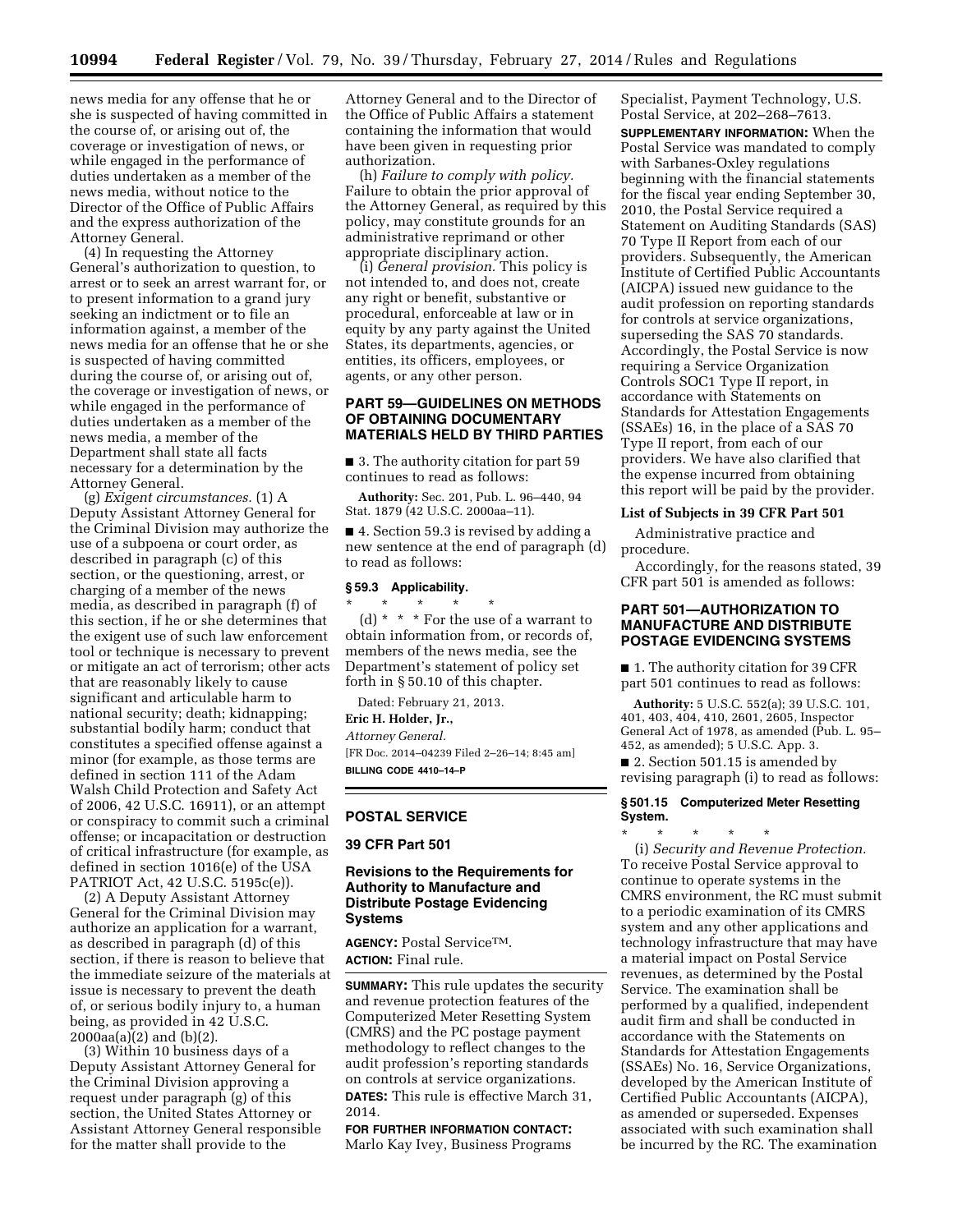news media for any offense that he or she is suspected of having committed in the course of, or arising out of, the coverage or investigation of news, or while engaged in the performance of duties undertaken as a member of the news media, without notice to the Director of the Office of Public Affairs and the express authorization of the Attorney General.

(4) In requesting the Attorney General's authorization to question, to arrest or to seek an arrest warrant for, or to present information to a grand jury seeking an indictment or to file an information against, a member of the news media for an offense that he or she is suspected of having committed during the course of, or arising out of, the coverage or investigation of news, or while engaged in the performance of duties undertaken as a member of the news media, a member of the Department shall state all facts necessary for a determination by the Attorney General.

(g) *Exigent circumstances.* (1) A Deputy Assistant Attorney General for the Criminal Division may authorize the use of a subpoena or court order, as described in paragraph (c) of this section, or the questioning, arrest, or charging of a member of the news media, as described in paragraph (f) of this section, if he or she determines that the exigent use of such law enforcement tool or technique is necessary to prevent or mitigate an act of terrorism; other acts that are reasonably likely to cause significant and articulable harm to national security; death; kidnapping; substantial bodily harm; conduct that constitutes a specified offense against a minor (for example, as those terms are defined in section 111 of the Adam Walsh Child Protection and Safety Act of 2006, 42 U.S.C. 16911), or an attempt or conspiracy to commit such a criminal offense; or incapacitation or destruction of critical infrastructure (for example, as defined in section 1016(e) of the USA PATRIOT Act, 42 U.S.C. 5195c(e)).

(2) A Deputy Assistant Attorney General for the Criminal Division may authorize an application for a warrant, as described in paragraph (d) of this section, if there is reason to believe that the immediate seizure of the materials at issue is necessary to prevent the death of, or serious bodily injury to, a human being, as provided in 42 U.S.C. 2000aa(a)(2) and (b)(2).

(3) Within 10 business days of a Deputy Assistant Attorney General for the Criminal Division approving a request under paragraph (g) of this section, the United States Attorney or Assistant Attorney General responsible for the matter shall provide to the Attorney General and to the Director of the Office of Public Affairs a statement containing the information that would have been given in requesting prior authorization.

(h) *Failure to comply with policy.* Failure to obtain the prior approval of the Attorney General, as required by this policy, may constitute grounds for an administrative reprimand or other appropriate disciplinary action.

(i) *General provision.* This policy is not intended to, and does not, create any right or benefit, substantive or procedural, enforceable at law or in equity by any party against the United States, its departments, agencies, or entities, its officers, employees, or agents, or any other person.

## PART 59—GUIDELINES ON METHODS OF OBTAINING DOCUMENTARY MATERIALS HELD BY THIRD PARTIES

■ 3. The authority citation for part 59 continues to read as follows:

**Authority:** Sec. 201, Pub. L. 96–440, 94 Stat. 1879 (42 U.S.C. 2000aa–11).

■ 4. Section 59.3 is revised by adding a new sentence at the end of paragraph (d) to read as follows:

### § 59.3 Applicability.

\* \* \* \* \*

(d) \* \* \* For the use of a warrant to obtain information from, or records of, members of the news media, see the Department's statement of policy set forth in § 50.10 of this chapter.

Dated: February 21, 2013.

**Eric H. Holder, Jr.,**

*Attorney General.*

[FR Doc. 2014–04239 Filed 2–26–14; 8:45 am]

**BILLING CODE 4410–14–P**

## POSTAL SERVICE

## 39 CFR Part 501

## Revisions to the Requirements for Authority to Manufacture and Distribute Postage Evidencing Systems

**AGENCY:** Postal Service™.

**ACTION:** Final rule.

**SUMMARY:** This rule updates the security and revenue protection features of the Computerized Meter Resetting System (CMRS) and the PC postage payment methodology to reflect changes to the audit profession's reporting standards on controls at service organizations.

**DATES:** This rule is effective March 31, 2014.

**FOR FURTHER INFORMATION CONTACT:** Marlo Kay Ivey, Business Programs Specialist, Payment Technology, U.S. Postal Service, at 202–268–7613.

**SUPPLEMENTARY INFORMATION:** When the Postal Service was mandated to comply with Sarbanes-Oxley regulations beginning with the financial statements for the fiscal year ending September 30, 2010, the Postal Service required a Statement on Auditing Standards (SAS) 70 Type II Report from each of our providers. Subsequently, the American Institute of Certified Public Accountants (AICPA) issued new guidance to the audit profession on reporting standards for controls at service organizations, superseding the SAS 70 standards. Accordingly, the Postal Service is now requiring a Service Organization Controls SOC1 Type II report, in accordance with Statements on Standards for Attestation Engagements (SSAEs) 16, in the place of a SAS 70 Type II report, from each of our providers. We have also clarified that the expense incurred from obtaining this report will be paid by the provider.

### List of Subjects in 39 CFR Part 501

Administrative practice and procedure.

Accordingly, for the reasons stated, 39 CFR part 501 is amended as follows:

## PART 501—AUTHORIZATION TO MANUFACTURE AND DISTRIBUTE POSTAGE EVIDENCING SYSTEMS

■ 1. The authority citation for 39 CFR part 501 continues to read as follows:

**Authority:** 5 U.S.C. 552(a); 39 U.S.C. 101, 401, 403, 404, 410, 2601, 2605, Inspector General Act of 1978, as amended (Pub. L. 95–452, as amended); 5 U.S.C. App. 3.

■ 2. Section 501.15 is amended by revising paragraph (i) to read as follows:

### § 501.15 Computerized Meter Resetting System.

\* \* \* \* \*

(i) *Security and Revenue Protection.* To receive Postal Service approval to continue to operate systems in the CMRS environment, the RC must submit to a periodic examination of its CMRS system and any other applications and technology infrastructure that may have a material impact on Postal Service revenues, as determined by the Postal Service. The examination shall be performed by a qualified, independent audit firm and shall be conducted in accordance with the Statements on Standards for Attestation Engagements (SSAEs) No. 16, Service Organizations, developed by the American Institute of Certified Public Accountants (AICPA), as amended or superseded. Expenses associated with such examination shall be incurred by the RC. The examination